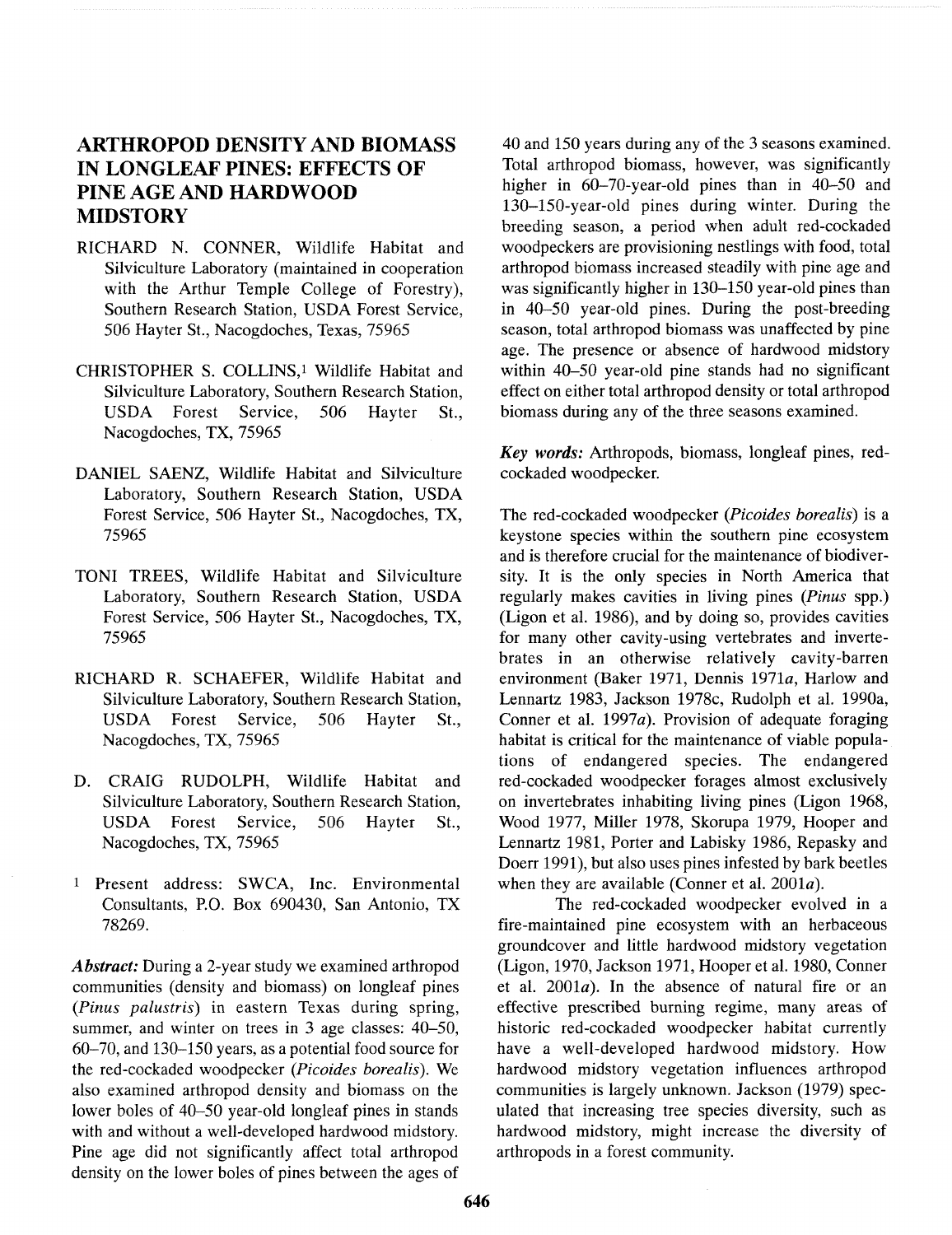# ARTHROPOD DENSITY AND BIOMASS IN LONGLEAF PINES: EFFECTS OF PINE AGE AND HARDWOOD MIDSTORY

RICHARD N. CONNER, Wildlife Habitat and Silviculture Laboratory (maintained in cooperation with the Arthur Temple College of Forestry), Southern Research Station, USDA Forest Service, 506 Hayter St., Nacogdoches, Texas, 75965

CHRISTOPHER S. COLLINS,[1] Wildlife Habitat and Silviculture Laboratory, Southern Research Station, USDA Forest Service, 506 Hayter St., Nacogdoches, TX, 75965

DANIEL SAENZ, Wildlife Habitat and Silviculture Laboratory, Southern Research Station, USDA Forest Service, 506 Hayter St., Nacogdoches, TX, 75965

TONI TREES, Wildlife Habitat and Silviculture Laboratory, Southern Research Station, USDA Forest Service, 506 Hayter St., Nacogdoches, TX, 75965

RICHARD R. SCHAEFER, Wildlife Habitat and Silviculture Laboratory, Southern Research Station, USDA Forest Service, 506 Hayter St., Nacogdoches, TX, 75965

D. CRAIG RUDOLPH, Wildlife Habitat and Silviculture Laboratory, Southern Research Station, USDA Forest Service, 506 Hayter St., Nacogdoches, TX, 75965

[1] Present address: SWCA, Inc. Environmental Consultants, P.O. Box 690430, San Antonio, TX 78269.

***Abstract:*** During a 2-year study we examined arthropod communities (density and biomass) on longleaf pines (*Pinus palustris*) in eastern Texas during spring, summer, and winter on trees in 3 age classes: 40–50, 60–70, and 130–150 years, as a potential food source for the red-cockaded woodpecker (*Picoides borealis*). We also examined arthropod density and biomass on the lower boles of 40–50 year-old longleaf pines in stands with and without a well-developed hardwood midstory. Pine age did not significantly affect total arthropod density on the lower boles of pines between the ages of 40 and 150 years during any of the 3 seasons examined. Total arthropod biomass, however, was significantly higher in 60–70-year-old pines than in 40–50 and 130–150-year-old pines during winter. During the breeding season, a period when adult red-cockaded woodpeckers are provisioning nestlings with food, total arthropod biomass increased steadily with pine age and was significantly higher in 130–150 year-old pines than in 40–50 year-old pines. During the post-breeding season, total arthropod biomass was unaffected by pine age. The presence or absence of hardwood midstory within 40–50 year-old pine stands had no significant effect on either total arthropod density or total arthropod biomass during any of the three seasons examined.

***Key words:*** Arthropods, biomass, longleaf pines, red-cockaded woodpecker.

The red-cockaded woodpecker (*Picoides borealis*) is a keystone species within the southern pine ecosystem and is therefore crucial for the maintenance of biodiversity. It is the only species in North America that regularly makes cavities in living pines (*Pinus* spp.) (Ligon et al. 1986), and by doing so, provides cavities for many other cavity-using vertebrates and invertebrates in an otherwise relatively cavity-barren environment (Baker 1971, Dennis 1971*a*, Harlow and Lennartz 1983, Jackson 1978c, Rudolph et al. 1990a, Conner et al. 1997*a*). Provision of adequate foraging habitat is critical for the maintenance of viable populations of endangered species. The endangered red-cockaded woodpecker forages almost exclusively on invertebrates inhabiting living pines (Ligon 1968, Wood 1977, Miller 1978, Skorupa 1979, Hooper and Lennartz 1981, Porter and Labisky 1986, Repasky and Doerr 1991), but also uses pines infested by bark beetles when they are available (Conner et al. 2001*a*).

The red-cockaded woodpecker evolved in a fire-maintained pine ecosystem with an herbaceous groundcover and little hardwood midstory vegetation (Ligon, 1970, Jackson 1971, Hooper et al. 1980, Conner et al. 2001*a*). In the absence of natural fire or an effective prescribed burning regime, many areas of historic red-cockaded woodpecker habitat currently have a well-developed hardwood midstory. How hardwood midstory vegetation influences arthropod communities is largely unknown. Jackson (1979) speculated that increasing tree species diversity, such as hardwood midstory, might increase the diversity of arthropods in a forest community.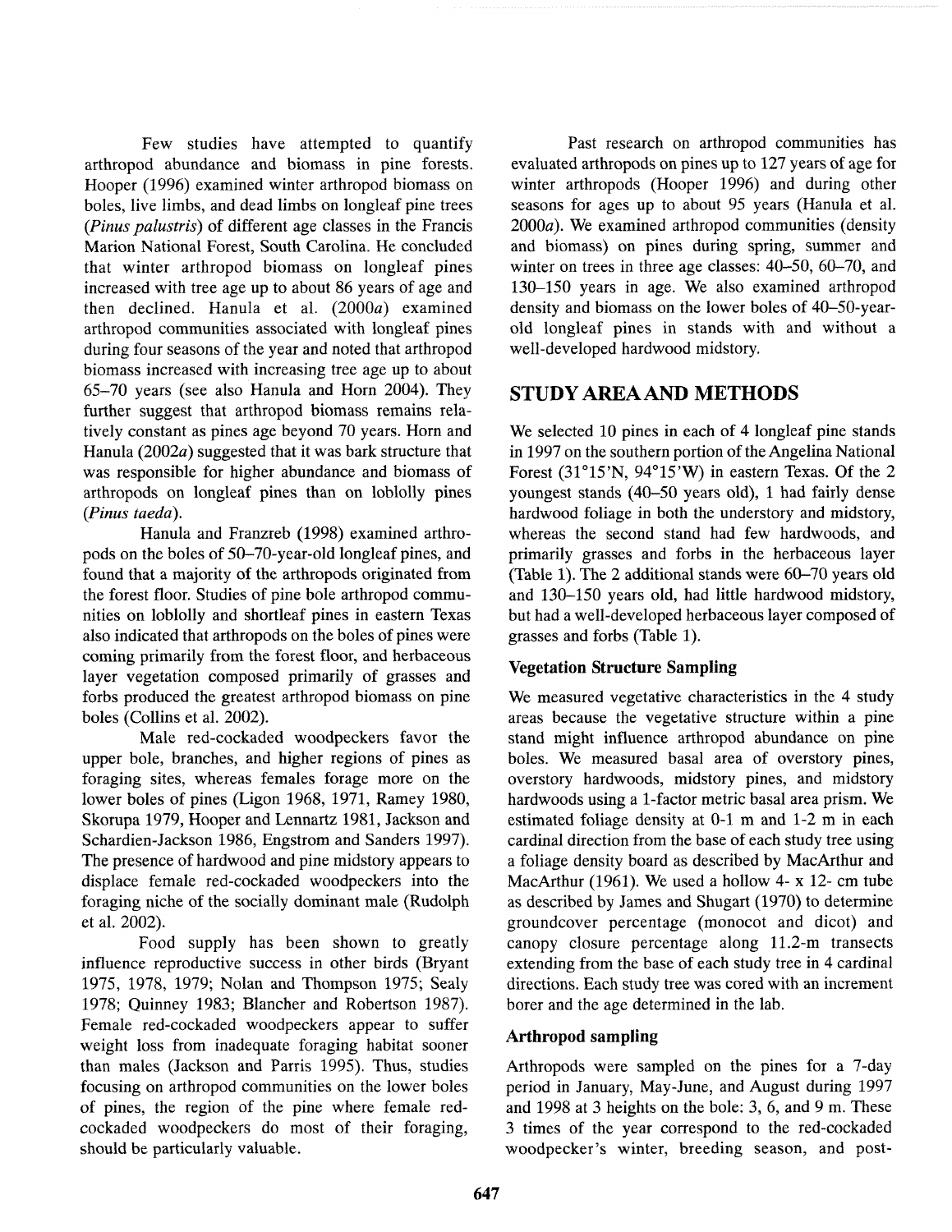Few studies have attempted to quantify arthropod abundance and biomass in pine forests. Hooper (1996) examined winter arthropod biomass on boles, live limbs, and dead limbs on longleaf pine trees (*Pinus palustris*) of different age classes in the Francis Marion National Forest, South Carolina. He concluded that winter arthropod biomass on longleaf pines increased with tree age up to about 86 years of age and then declined. Hanula et al. (2000*a*) examined arthropod communities associated with longleaf pines during four seasons of the year and noted that arthropod biomass increased with increasing tree age up to about 65–70 years (see also Hanula and Horn 2004). They further suggest that arthropod biomass remains relatively constant as pines age beyond 70 years. Horn and Hanula (2002*a*) suggested that it was bark structure that was responsible for higher abundance and biomass of arthropods on longleaf pines than on loblolly pines (*Pinus taeda*).

Hanula and Franzreb (1998) examined arthropods on the boles of 50–70-year-old longleaf pines, and found that a majority of the arthropods originated from the forest floor. Studies of pine bole arthropod communities on loblolly and shortleaf pines in eastern Texas also indicated that arthropods on the boles of pines were coming primarily from the forest floor, and herbaceous layer vegetation composed primarily of grasses and forbs produced the greatest arthropod biomass on pine boles (Collins et al. 2002).

Male red-cockaded woodpeckers favor the upper bole, branches, and higher regions of pines as foraging sites, whereas females forage more on the lower boles of pines (Ligon 1968, 1971, Ramey 1980, Skorupa 1979, Hooper and Lennartz 1981, Jackson and Schardien-Jackson 1986, Engstrom and Sanders 1997). The presence of hardwood and pine midstory appears to displace female red-cockaded woodpeckers into the foraging niche of the socially dominant male (Rudolph et al. 2002).

Food supply has been shown to greatly influence reproductive success in other birds (Bryant 1975, 1978, 1979; Nolan and Thompson 1975; Sealy 1978; Quinney 1983; Blancher and Robertson 1987). Female red-cockaded woodpeckers appear to suffer weight loss from inadequate foraging habitat sooner than males (Jackson and Parris 1995). Thus, studies focusing on arthropod communities on the lower boles of pines, the region of the pine where female red-cockaded woodpeckers do most of their foraging, should be particularly valuable.

Past research on arthropod communities has evaluated arthropods on pines up to 127 years of age for winter arthropods (Hooper 1996) and during other seasons for ages up to about 95 years (Hanula et al. 2000*a*). We examined arthropod communities (density and biomass) on pines during spring, summer and winter on trees in three age classes: 40–50, 60–70, and 130–150 years in age. We also examined arthropod density and biomass on the lower boles of 40–50-year-old longleaf pines in stands with and without a well-developed hardwood midstory.

## STUDY AREA AND METHODS

We selected 10 pines in each of 4 longleaf pine stands in 1997 on the southern portion of the Angelina National Forest (31°15'N, 94°15'W) in eastern Texas. Of the 2 youngest stands (40–50 years old), 1 had fairly dense hardwood foliage in both the understory and midstory, whereas the second stand had few hardwoods, and primarily grasses and forbs in the herbaceous layer (Table 1). The 2 additional stands were 60–70 years old and 130–150 years old, had little hardwood midstory, but had a well-developed herbaceous layer composed of grasses and forbs (Table 1).

### Vegetation Structure Sampling

We measured vegetative characteristics in the 4 study areas because the vegetative structure within a pine stand might influence arthropod abundance on pine boles. We measured basal area of overstory pines, overstory hardwoods, midstory pines, and midstory hardwoods using a 1-factor metric basal area prism. We estimated foliage density at 0-1 m and 1-2 m in each cardinal direction from the base of each study tree using a foliage density board as described by MacArthur and MacArthur (1961). We used a hollow 4- x 12- cm tube as described by James and Shugart (1970) to determine groundcover percentage (monocot and dicot) and canopy closure percentage along 11.2-m transects extending from the base of each study tree in 4 cardinal directions. Each study tree was cored with an increment borer and the age determined in the lab.

### Arthropod sampling

Arthropods were sampled on the pines for a 7-day period in January, May-June, and August during 1997 and 1998 at 3 heights on the bole: 3, 6, and 9 m. These 3 times of the year correspond to the red-cockaded woodpecker's winter, breeding season, and post-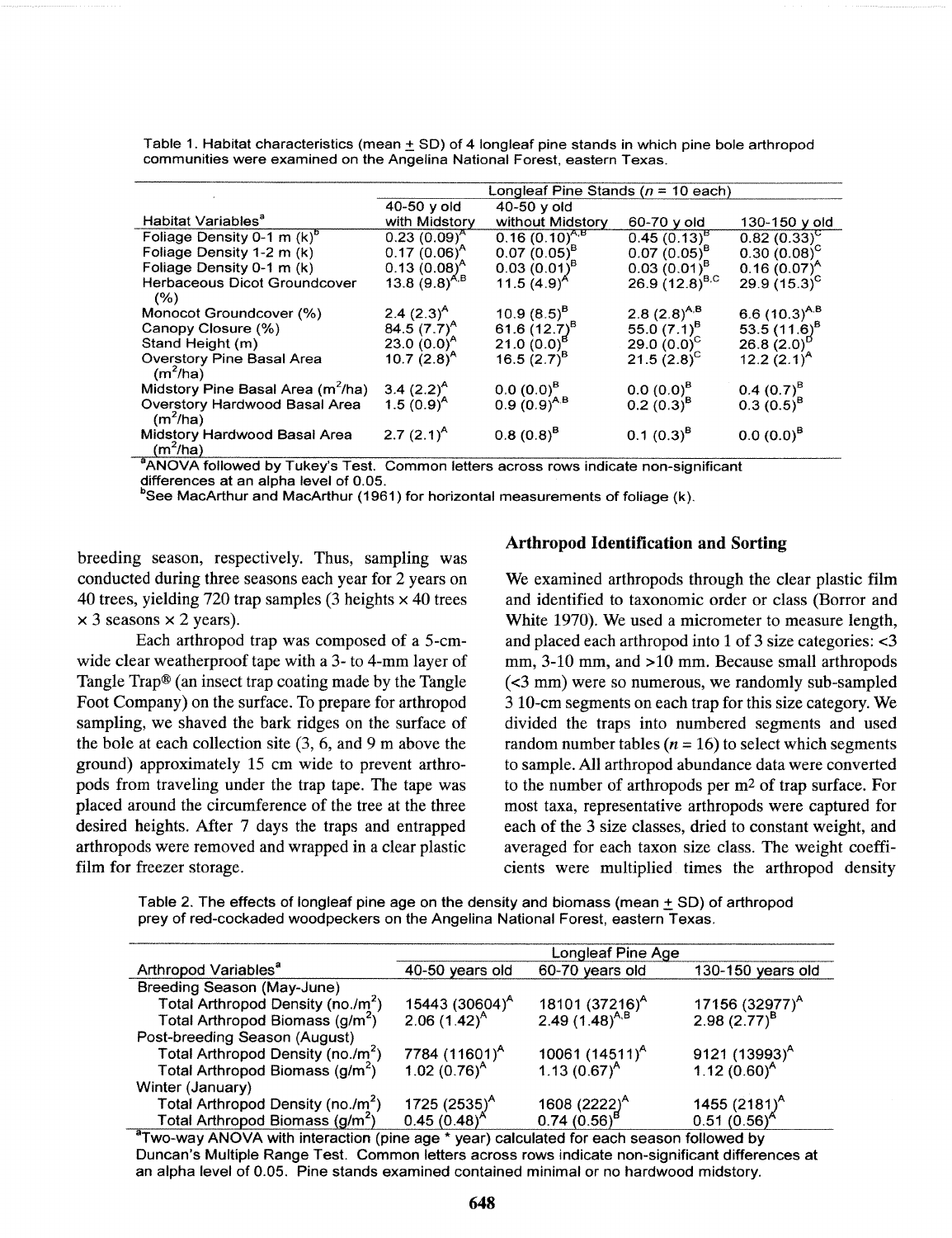Table 1. Habitat characteristics (mean ± SD) of 4 longleaf pine stands in which pine bole arthropod communities were examined on the Angelina National Forest, eastern Texas.

| | Longleaf Pine Stands ($n$ = 10 each) | | | |
|---|---|---|---|---|
| Habitat Variables[a] | 40-50 y old with Midstory | 40-50 y old without Midstory | 60-70 y old | 130-150 y old |
| Foliage Density 0-1 m (k)[b] | 0.23 (0.09)[A] | 0.16 (0.10)[A,B] | 0.45 (0.13)[B] | 0.82 (0.33)[C] |
| Foliage Density 1-2 m (k) | 0.17 (0.06)[A] | 0.07 (0.05)[B] | 0.07 (0.05)[B] | 0.30 (0.08)[C] |
| Foliage Density 0-1 m (k) | 0.13 (0.08)[A] | 0.03 (0.01)[B] | 0.03 (0.01)[B] | 0.16 (0.07)[A] |
| Herbaceous Dicot Groundcover (%) | 13.8 (9.8)[A,B] | 11.5 (4.9)[A] | 26.9 (12.8)[B,C] | 29.9 (15.3)[C] |
| Monocot Groundcover (%) | 2.4 (2.3)[A] | 10.9 (8.5)[B] | 2.8 (2.8)[A,B] | 6.6 (10.3)[A,B] |
| Canopy Closure (%) | 84.5 (7.7)[A] | 61.6 (12.7)[B] | 55.0 (7.1)[B] | 53.5 (11.6)[B] |
| Stand Height (m) | 23.0 (0.0)[A] | 21.0 (0.0)[B] | 29.0 (0.0)[C] | 26.8 (2.0)[D] |
| Overstory Pine Basal Area ($m^2$/ha) | 10.7 (2.8)[A] | 16.5 (2.7)[B] | 21.5 (2.8)[C] | 12.2 (2.1)[A] |
| Midstory Pine Basal Area ($m^2$/ha) | 3.4 (2.2)[A] | 0.0 (0.0)[B] | 0.0 (0.0)[B] | 0.4 (0.7)[B] |
| Overstory Hardwood Basal Area ($m^2$/ha) | 1.5 (0.9)[A] | 0.9 (0.9)[A,B] | 0.2 (0.3)[B] | 0.3 (0.5)[B] |
| Midstory Hardwood Basal Area ($m^2$/ha) | 2.7 (2.1)[A] | 0.8 (0.8)[B] | 0.1 (0.3)[B] | 0.0 (0.0)[B] |

[a]ANOVA followed by Tukey's Test. Common letters across rows indicate non-significant differences at an alpha level of 0.05.
[b]See MacArthur and MacArthur (1961) for horizontal measurements of foliage (k).

breeding season, respectively. Thus, sampling was conducted during three seasons each year for 2 years on 40 trees, yielding 720 trap samples (3 heights × 40 trees × 3 seasons × 2 years).

Each arthropod trap was composed of a 5-cm-wide clear weatherproof tape with a 3- to 4-mm layer of Tangle Trap® (an insect trap coating made by the Tangle Foot Company) on the surface. To prepare for arthropod sampling, we shaved the bark ridges on the surface of the bole at each collection site (3, 6, and 9 m above the ground) approximately 15 cm wide to prevent arthropods from traveling under the trap tape. The tape was placed around the circumference of the tree at the three desired heights. After 7 days the traps and entrapped arthropods were removed and wrapped in a clear plastic film for freezer storage.

### Arthropod Identification and Sorting

We examined arthropods through the clear plastic film and identified to taxonomic order or class (Borror and White 1970). We used a micrometer to measure length, and placed each arthropod into 1 of 3 size categories: <3 mm, 3-10 mm, and >10 mm. Because small arthropods (<3 mm) were so numerous, we randomly sub-sampled 3 10-cm segments on each trap for this size category. We divided the traps into numbered segments and used random number tables ($n$ = 16) to select which segments to sample. All arthropod abundance data were converted to the number of arthropods per $m^2$ of trap surface. For most taxa, representative arthropods were captured for each of the 3 size classes, dried to constant weight, and averaged for each taxon size class. The weight coefficients were multiplied times the arthropod density

Table 2. The effects of longleaf pine age on the density and biomass (mean ± SD) of arthropod prey of red-cockaded woodpeckers on the Angelina National Forest, eastern Texas.

| | Longleaf Pine Age | | |
|---|---|---|---|
| Arthropod Variables[a] | 40-50 years old | 60-70 years old | 130-150 years old |
| Breeding Season (May-June) | | | |
| Total Arthropod Density (no./$m^2$) | 15443 (30604)[A] | 18101 (37216)[A] | 17156 (32977)[A] |
| Total Arthropod Biomass (g/$m^2$) | 2.06 (1.42)[A] | 2.49 (1.48)[A,B] | 2.98 (2.77)[B] |
| Post-breeding Season (August) | | | |
| Total Arthropod Density (no./$m^2$) | 7784 (11601)[A] | 10061 (14511)[A] | 9121 (13993)[A] |
| Total Arthropod Biomass (g/$m^2$) | 1.02 (0.76)[A] | 1.13 (0.67)[A] | 1.12 (0.60)[A] |
| Winter (January) | | | |
| Total Arthropod Density (no./$m^2$) | 1725 (2535)[A] | 1608 (2222)[A] | 1455 (2181)[A] |
| Total Arthropod Biomass (g/$m^2$) | 0.45 (0.48)[A] | 0.74 (0.56)[B] | 0.51 (0.56)[A] |

[a]Two-way ANOVA with interaction (pine age * year) calculated for each season followed by Duncan's Multiple Range Test. Common letters across rows indicate non-significant differences at an alpha level of 0.05. Pine stands examined contained minimal or no hardwood midstory.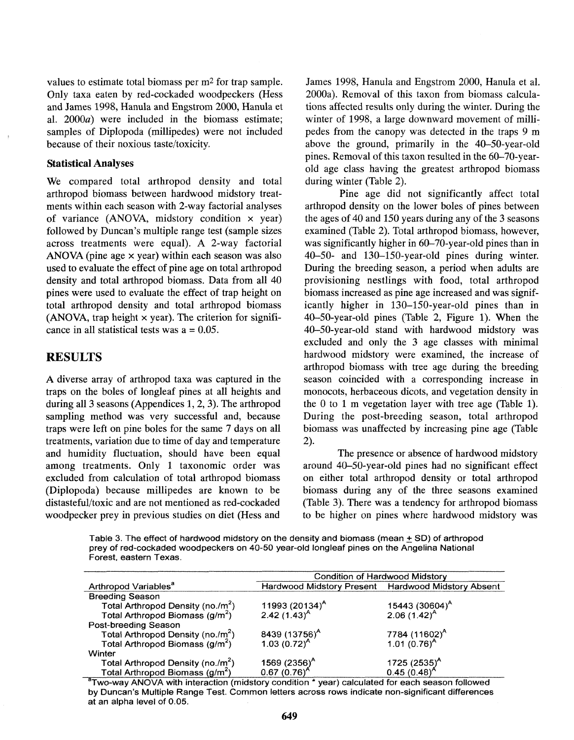values to estimate total biomass per m2 for trap sample. Only taxa eaten by red-cockaded woodpeckers (Hess and James 1998, Hanula and Engstrom 2000, Hanula et al. 2000*a*) were included in the biomass estimate; samples of Diplopoda (millipedes) were not included because of their noxious taste/toxicity.

### Statistical Analyses

We compared total arthropod density and total arthropod biomass between hardwood midstory treatments within each season with 2-way factorial analyses of variance (ANOVA, midstory condition × year) followed by Duncan's multiple range test (sample sizes across treatments were equal). A 2-way factorial ANOVA (pine age × year) within each season was also used to evaluate the effect of pine age on total arthropod density and total arthropod biomass. Data from all 40 pines were used to evaluate the effect of trap height on total arthropod density and total arthropod biomass (ANOVA, trap height × year). The criterion for significance in all statistical tests was a = 0.05.

## RESULTS

A diverse array of arthropod taxa was captured in the traps on the boles of longleaf pines at all heights and during all 3 seasons (Appendices 1, 2, 3). The arthropod sampling method was very successful and, because traps were left on pine boles for the same 7 days on all treatments, variation due to time of day and temperature and humidity fluctuation, should have been equal among treatments. Only 1 taxonomic order was excluded from calculation of total arthropod biomass (Diplopoda) because millipedes are known to be distasteful/toxic and are not mentioned as red-cockaded woodpecker prey in previous studies on diet (Hess and James 1998, Hanula and Engstrom 2000, Hanula et al. 2000a). Removal of this taxon from biomass calculations affected results only during the winter. During the winter of 1998, a large downward movement of millipedes from the canopy was detected in the traps 9 m above the ground, primarily in the 40–50-year-old pines. Removal of this taxon resulted in the 60–70-year-old age class having the greatest arthropod biomass during winter (Table 2).

Pine age did not significantly affect total arthropod density on the lower boles of pines between the ages of 40 and 150 years during any of the 3 seasons examined (Table 2). Total arthropod biomass, however, was significantly higher in 60–70-year-old pines than in 40–50- and 130–150-year-old pines during winter. During the breeding season, a period when adults are provisioning nestlings with food, total arthropod biomass increased as pine age increased and was significantly higher in 130–150-year-old pines than in 40–50-year-old pines (Table 2, Figure 1). When the 40–50-year-old stand with hardwood midstory was excluded and only the 3 age classes with minimal hardwood midstory were examined, the increase of arthropod biomass with tree age during the breeding season coincided with a corresponding increase in monocots, herbaceous dicots, and vegetation density in the 0 to 1 m vegetation layer with tree age (Table 1). During the post-breeding season, total arthropod biomass was unaffected by increasing pine age (Table 2).

The presence or absence of hardwood midstory around 40–50-year-old pines had no significant effect on either total arthropod density or total arthropod biomass during any of the three seasons examined (Table 3). There was a tendency for arthropod biomass to be higher on pines where hardwood midstory was

Table 3. The effect of hardwood midstory on the density and biomass (mean ± SD) of arthropod prey of red-cockaded woodpeckers on 40-50 year-old longleaf pines on the Angelina National Forest, eastern Texas.

| Arthropod Variables[a] | Condition of Hardwood Midstory | |
|---|---|---|
| | Hardwood Midstory Present | Hardwood Midstory Absent |
| Breeding Season | | |
| Total Arthropod Density (no./$m^2$) | 11993 (20134)[A] | 15443 (30604)[A] |
| Total Arthropod Biomass (g/$m^2$) | 2.42 (1.43)[A] | 2.06 (1.42)[A] |
| Post-breeding Season | | |
| Total Arthropod Density (no./$m^2$) | 8439 (13756)[A] | 7784 (11602)[A] |
| Total Arthropod Biomass (g/$m^2$) | 1.03 (0.72)[A] | 1.01 (0.76)[A] |
| Winter | | |
| Total Arthropod Density (no./$m^2$) | 1569 (2356)[A] | 1725 (2535)[A] |
| Total Arthropod Biomass (g/$m^2$) | 0.67 (0.76)[A] | 0.45 (0.48)[A] |

[a]Two-way ANOVA with interaction (midstory condition * year) calculated for each season followed by Duncan's Multiple Range Test. Common letters across rows indicate non-significant differences at an alpha level of 0.05.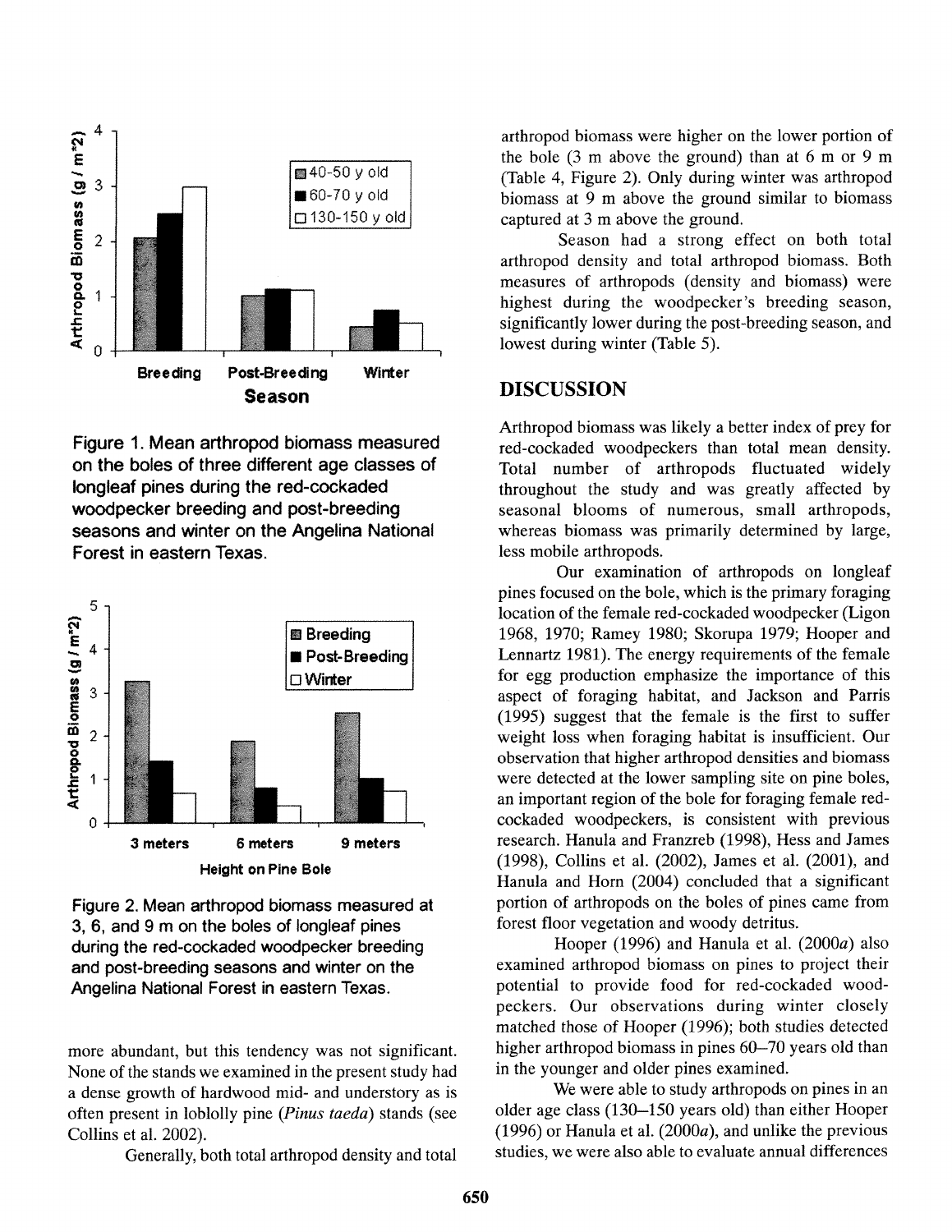Figure 1. Mean arthropod biomass measured on the boles of three different age classes of longleaf pines during the red-cockaded woodpecker breeding and post-breeding seasons and winter on the Angelina National Forest in eastern Texas.

Figure 2. Mean arthropod biomass measured at 3, 6, and 9 m on the boles of longleaf pines during the red-cockaded woodpecker breeding and post-breeding seasons and winter on the Angelina National Forest in eastern Texas.

more abundant, but this tendency was not significant. None of the stands we examined in the present study had a dense growth of hardwood mid- and understory as is often present in loblolly pine (*Pinus taeda*) stands (see Collins et al. 2002).

Generally, both total arthropod density and total arthropod biomass were higher on the lower portion of the bole (3 m above the ground) than at 6 m or 9 m (Table 4, Figure 2). Only during winter was arthropod biomass at 9 m above the ground similar to biomass captured at 3 m above the ground.

Season had a strong effect on both total arthropod density and total arthropod biomass. Both measures of arthropods (density and biomass) were highest during the woodpecker's breeding season, significantly lower during the post-breeding season, and lowest during winter (Table 5).

## DISCUSSION

Arthropod biomass was likely a better index of prey for red-cockaded woodpeckers than total mean density. Total number of arthropods fluctuated widely throughout the study and was greatly affected by seasonal blooms of numerous, small arthropods, whereas biomass was primarily determined by large, less mobile arthropods.

Our examination of arthropods on longleaf pines focused on the bole, which is the primary foraging location of the female red-cockaded woodpecker (Ligon 1968, 1970; Ramey 1980; Skorupa 1979; Hooper and Lennartz 1981). The energy requirements of the female for egg production emphasize the importance of this aspect of foraging habitat, and Jackson and Parris (1995) suggest that the female is the first to suffer weight loss when foraging habitat is insufficient. Our observation that higher arthropod densities and biomass were detected at the lower sampling site on pine boles, an important region of the bole for foraging female red-cockaded woodpeckers, is consistent with previous research. Hanula and Franzreb (1998), Hess and James (1998), Collins et al. (2002), James et al. (2001), and Hanula and Horn (2004) concluded that a significant portion of arthropods on the boles of pines came from forest floor vegetation and woody detritus.

Hooper (1996) and Hanula et al. (2000*a*) also examined arthropod biomass on pines to project their potential to provide food for red-cockaded woodpeckers. Our observations during winter closely matched those of Hooper (1996); both studies detected higher arthropod biomass in pines 60–70 years old than in the younger and older pines examined.

We were able to study arthropods on pines in an older age class (130–150 years old) than either Hooper (1996) or Hanula et al. (2000*a*), and unlike the previous studies, we were also able to evaluate annual differences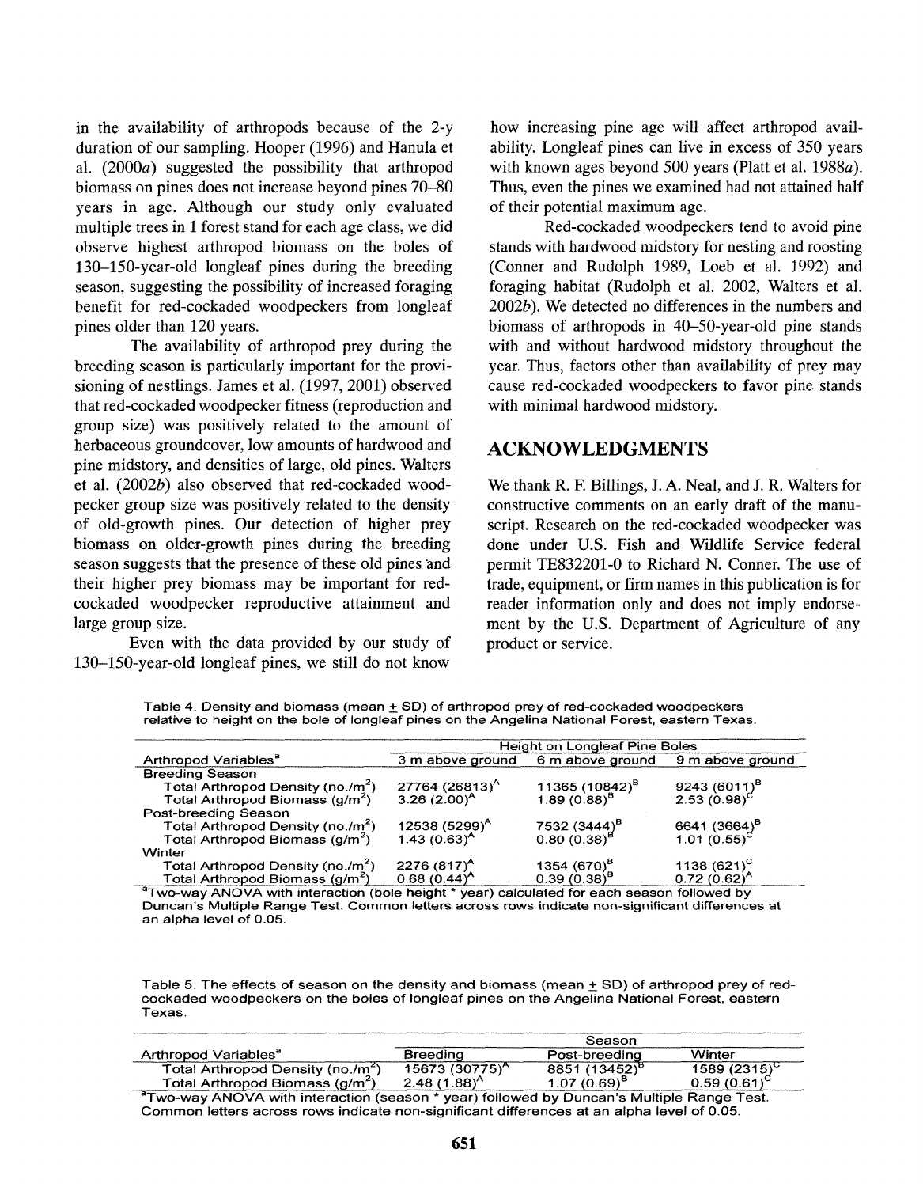in the availability of arthropods because of the 2-y duration of our sampling. Hooper (1996) and Hanula et al. (2000*a*) suggested the possibility that arthropod biomass on pines does not increase beyond pines 70–80 years in age. Although our study only evaluated multiple trees in 1 forest stand for each age class, we did observe highest arthropod biomass on the boles of 130–150-year-old longleaf pines during the breeding season, suggesting the possibility of increased foraging benefit for red-cockaded woodpeckers from longleaf pines older than 120 years.

The availability of arthropod prey during the breeding season is particularly important for the provisioning of nestlings. James et al. (1997, 2001) observed that red-cockaded woodpecker fitness (reproduction and group size) was positively related to the amount of herbaceous groundcover, low amounts of hardwood and pine midstory, and densities of large, old pines. Walters et al. (2002*b*) also observed that red-cockaded woodpecker group size was positively related to the density of old-growth pines. Our detection of higher prey biomass on older-growth pines during the breeding season suggests that the presence of these old pines and their higher prey biomass may be important for red-cockaded woodpecker reproductive attainment and large group size.

Even with the data provided by our study of 130–150-year-old longleaf pines, we still do not know how increasing pine age will affect arthropod availability. Longleaf pines can live in excess of 350 years with known ages beyond 500 years (Platt et al. 1988*a*). Thus, even the pines we examined had not attained half of their potential maximum age.

Red-cockaded woodpeckers tend to avoid pine stands with hardwood midstory for nesting and roosting (Conner and Rudolph 1989, Loeb et al. 1992) and foraging habitat (Rudolph et al. 2002, Walters et al. 2002*b*). We detected no differences in the numbers and biomass of arthropods in 40–50-year-old pine stands with and without hardwood midstory throughout the year. Thus, factors other than availability of prey may cause red-cockaded woodpeckers to favor pine stands with minimal hardwood midstory.

## ACKNOWLEDGMENTS

We thank R. F. Billings, J. A. Neal, and J. R. Walters for constructive comments on an early draft of the manuscript. Research on the red-cockaded woodpecker was done under U.S. Fish and Wildlife Service federal permit TE832201-0 to Richard N. Conner. The use of trade, equipment, or firm names in this publication is for reader information only and does not imply endorsement by the U.S. Department of Agriculture of any product or service.

Table 4. Density and biomass (mean ± SD) of arthropod prey of red-cockaded woodpeckers relative to height on the bole of longleaf pines on the Angelina National Forest, eastern Texas.

| Arthropod Variables[a] | Height on Longleaf Pine Boles | | |
|---|---|---|---|
| | 3 m above ground | 6 m above ground | 9 m above ground |
| Breeding Season | | | |
| Total Arthropod Density (no./m$^2$) | 27764 (26813)$^A$ | 11365 (10842)$^B$ | 9243 (6011)$^B$ |
| Total Arthropod Biomass (g/m$^2$) | 3.26 (2.00)$^A$ | 1.89 (0.88)$^B$ | 2.53 (0.98)$^C$ |
| Post-breeding Season | | | |
| Total Arthropod Density (no./m$^2$) | 12538 (5299)$^A$ | 7532 (3444)$^B$ | 6641 (3664)$^B$ |
| Total Arthropod Biomass (g/m$^2$) | 1.43 (0.63)$^A$ | 0.80 (0.38)$^B$ | 1.01 (0.55)$^C$ |
| Winter | | | |
| Total Arthropod Density (no./m$^2$) | 2276 (817)$^A$ | 1354 (670)$^B$ | 1138 (621)$^C$ |
| Total Arthropod Biomass (g/m$^2$) | 0.68 (0.44)$^A$ | 0.39 (0.38)$^B$ | 0.72 (0.62)$^A$ |

[a]Two-way ANOVA with interaction (bole height * year) calculated for each season followed by Duncan's Multiple Range Test. Common letters across rows indicate non-significant differences at an alpha level of 0.05.

Table 5. The effects of season on the density and biomass (mean ± SD) of arthropod prey of red-cockaded woodpeckers on the boles of longleaf pines on the Angelina National Forest, eastern Texas.

| Arthropod Variables[a] | Season | | |
|---|---|---|---|
| | Breeding | Post-breeding | Winter |
| Total Arthropod Density (no./m$^2$) | 15673 (30775)$^A$ | 8851 (13452)$^B$ | 1589 (2315)$^C$ |
| Total Arthropod Biomass (g/m$^2$) | 2.48 (1.88)$^A$ | 1.07 (0.69)$^B$ | 0.59 (0.61)$^C$ |

[a]Two-way ANOVA with interaction (season * year) followed by Duncan's Multiple Range Test. Common letters across rows indicate non-significant differences at an alpha level of 0.05.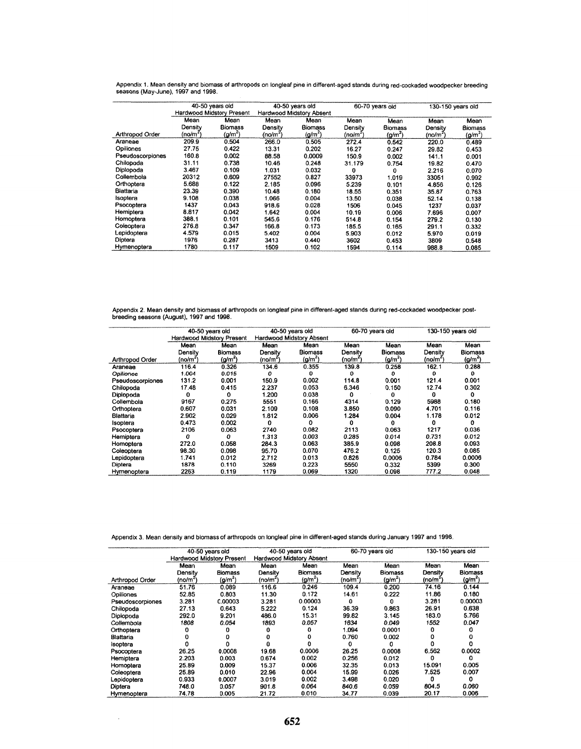Appendix 1. Mean density and biomass of arthropods on longleaf pine in different-aged stands during red-cockaded woodpecker breeding seasons (May-June), 1997 and 1998.

| | 40-50 years old Hardwood Midstory Present | | 40-50 years old Hardwood Midstory Absent | | 60-70 years old | | 130-150 years old | |
|---|---|---|---|---|---|---|---|---|
| Arthropod Order | Mean Density (no/m$^2$) | Mean Biomass (g/m$^2$) | Mean Density (no/m$^2$) | Mean Biomass (g/m$^2$) | Mean Density (no/m$^2$) | Mean Biomass (g/m$^2$) | Mean Density (no/m$^2$) | Mean Biomass (g/m$^2$) |
| Araneae | 209.9 | 0.504 | 266.0 | 0.505 | 272.4 | 0.542 | 220.0 | 0.489 |
| Opiliones | 27.75 | 0.422 | 13.31 | 0.202 | 16.27 | 0.247 | 29.82 | 0.453 |
| Pseudoscorpiones | 160.8 | 0.002 | 88.58 | 0.0009 | 150.9 | 0.002 | 141.1 | 0.001 |
| Chilopoda | 31.11 | 0.738 | 10.46 | 0.248 | 31.179 | 0.754 | 19.82 | 0.470 |
| Diplopoda | 3.467 | 0.109 | 1.031 | 0.032 | 0 | 0 | 2.216 | 0.070 |
| Collembola | 20312 | 0.609 | 27552 | 0.827 | 33973 | 1.019 | 33051 | 0.992 |
| Orthoptera | 5.688 | 0.122 | 2.185 | 0.096 | 5.239 | 0.101 | 4.856 | 0.126 |
| Blattaria | 23.39 | 0.390 | 10.48 | 0.180 | 18.55 | 0.351 | 35.87 | 0.763 |
| Isoptera | 9.108 | 0.038 | 1.066 | 0.004 | 13.50 | 0.038 | 52.14 | 0.138 |
| Psocoptera | 1437 | 0.043 | 918.6 | 0.028 | 1506 | 0.045 | 1237 | 0.037 |
| Hemiptera | 8.817 | 0.042 | 1.642 | 0.004 | 10.19 | 0.006 | 7.696 | 0.007 |
| Homoptera | 388.1 | 0.101 | 545.6 | 0.176 | 514.8 | 0.154 | 279.2 | 0.130 |
| Coleoptera | 276.8 | 0.347 | 166.8 | 0.173 | 185.5 | 0.165 | 291.1 | 0.332 |
| Lepidoptera | 4.579 | 0.015 | 5.402 | 0.004 | 5.903 | 0.012 | 5.970 | 0.019 |
| Diptera | 1976 | 0.287 | 3413 | 0.440 | 3602 | 0.453 | 3809 | 0.548 |
| Hymenoptera | 1780 | 0.117 | 1509 | 0.102 | 1594 | 0.114 | 988.8 | 0.085 |

Appendix 2. Mean density and biomass of arthropods on longleaf pine in different-aged stands during red-cockaded woodpecker post-breeding seasons (August), 1997 and 1998.

| | 40-50 years old Hardwood Midstory Present | | 40-50 years old Hardwood Midstory Absent | | 60-70 years old | | 130-150 years old | |
|---|---|---|---|---|---|---|---|---|
| Arthropod Order | Mean Density (no/m$^2$) | Mean Biomass (g/m$^2$) | Mean Density (no/m$^2$) | Mean Biomass (g/m$^2$) | Mean Density (no/m$^2$) | Mean Biomass (g/m$^2$) | Mean Density (no/m$^2$) | Mean Biomass (g/m$^2$) |
| Araneae | 116.4 | 0.326 | 134.6 | 0.355 | 139.8 | 0.258 | 162.1 | 0.288 |
| *Opiliones* | *1.004* | *0.015* | *0* | *0* | *0* | *0* | *0* | *0* |
| Pseudoscorpiones | 131.2 | 0.001 | 150.9 | 0.002 | 114.8 | 0.001 | 121.4 | 0.001 |
| Chilopoda | 17.48 | 0.415 | 2.237 | 0.053 | 6.346 | 0.150 | 12.74 | 0.302 |
| Diplopoda | 0 | 0 | 1.200 | 0.038 | 0 | 0 | 0 | 0 |
| Collembola | 9167 | 0.275 | 5551 | 0.166 | 4314 | 0.129 | 5988 | 0.180 |
| Orthoptera | 0.607 | 0.031 | 2.109 | 0.108 | 3.850 | 0.090 | 4.701 | 0.116 |
| Blattaria | 2.902 | 0.029 | 1.812 | 0.006 | 1.284 | 0.004 | 1.178 | 0.012 |
| Isoptera | 0.473 | 0.002 | 0 | 0 | 0 | 0 | 0 | 0 |
| Psocoptera | 2106 | 0.063 | 2740 | 0.082 | 2113 | 0.063 | 1217 | 0.036 |
| Hemiptera | *0* | *0* | *1.313* | *0.003* | *0.285* | *0.014* | *0.731* | *0.012* |
| Homoptera | 272.0 | 0.058 | 284.3 | 0.063 | 385.9 | 0.098 | 208.8 | 0.093 |
| Coleoptera | 98.30 | 0.098 | 95.70 | 0.070 | 476.2 | 0.125 | 120.3 | 0.085 |
| Lepidoptera | 1.741 | 0.012 | 2.712 | 0.013 | 0.826 | 0.0006 | 0.784 | 0.0006 |
| Diptera | 1878 | 0.110 | 3269 | 0.223 | 5550 | 0.332 | 5399 | 0.300 |
| Hymenoptera | 2263 | 0.119 | 1179 | 0.069 | 1320 | 0.098 | 777.2 | 0.048 |

Appendix 3. Mean density and biomass of arthropods on longleaf pine in different-aged stands during January 1997 and 1998.

| | 40-50 years old Hardwood Midstory Present | | 40-50 years old Hardwood Midstory Absent | | 60-70 years old | | 130-150 years old | |
|---|---|---|---|---|---|---|---|---|
| Arthropod Order | Mean Density (no/m$^2$) | Mean Biomass (g/m$^2$) | Mean Density (no/m$^2$) | Mean Biomass (g/m$^2$) | Mean Density (no/m$^2$) | Mean Biomass (g/m$^2$) | Mean Density (no/m$^2$) | Mean Biomass (g/m$^2$) |
| Araneae | 51.76 | 0.089 | 116.6 | 0.246 | 109.4 | 0.200 | 74.16 | 0.144 |
| Opiliones | 52.85 | 0.803 | 11.30 | 0.172 | 14.61 | 0.222 | 11.86 | 0.180 |
| Pseudoscorpiones | 3.281 | 0.00003 | 3.281 | 0.00003 | 0 | 0 | 3.281 | 0.00003 |
| Chilopoda | 27.13 | 0.643 | 5.222 | 0.124 | 36.39 | 0.863 | 26.91 | 0.638 |
| Diplopoda | 292.0 | 9.201 | 486.0 | 15.31 | 99.82 | 3.145 | 183.0 | 5.766 |
| *Collembola* | *1808* | *0.054* | *1893* | *0.057* | *1634* | *0.049* | *1552* | *0.047* |
| Orthoptera | 0 | 0 | 0 | 0 | 1.094 | 0.0001 | 0 | 0 |
| Blattaria | 0 | 0 | 0 | 0 | 0.760 | 0.002 | 0 | 0 |
| Isoptera | 0 | 0 | 0 | 0 | 0 | 0 | 0 | 0 |
| Psocoptera | 26.25 | 0.0008 | 19.68 | 0.0006 | 26.25 | 0.0008 | 6.562 | 0.0002 |
| Hemiptera | 2.203 | 0.003 | 0.674 | 0.002 | 0.256 | 0.012 | 0 | 0 |
| Homoptera | 25.89 | 0.009 | 15.37 | 0.006 | 32.35 | 0.013 | 15.091 | 0.005 |
| Coleoptera | 25.89 | 0.010 | 22.96 | 0.004 | 15.99 | 0.026 | 7.525 | 0.007 |
| Lepidoptera | 0.933 | 0.0007 | 3.019 | 0.002 | 3.498 | 0.020 | 0 | 0 |
| Diptera | 748.0 | 0.057 | 901.8 | 0.064 | 840.6 | 0.059 | 804.5 | 0.060 |
| Hymenoptera | 74.78 | 0.005 | 21.72 | 0.010 | 34.77 | 0.039 | 20.17 | 0.006 |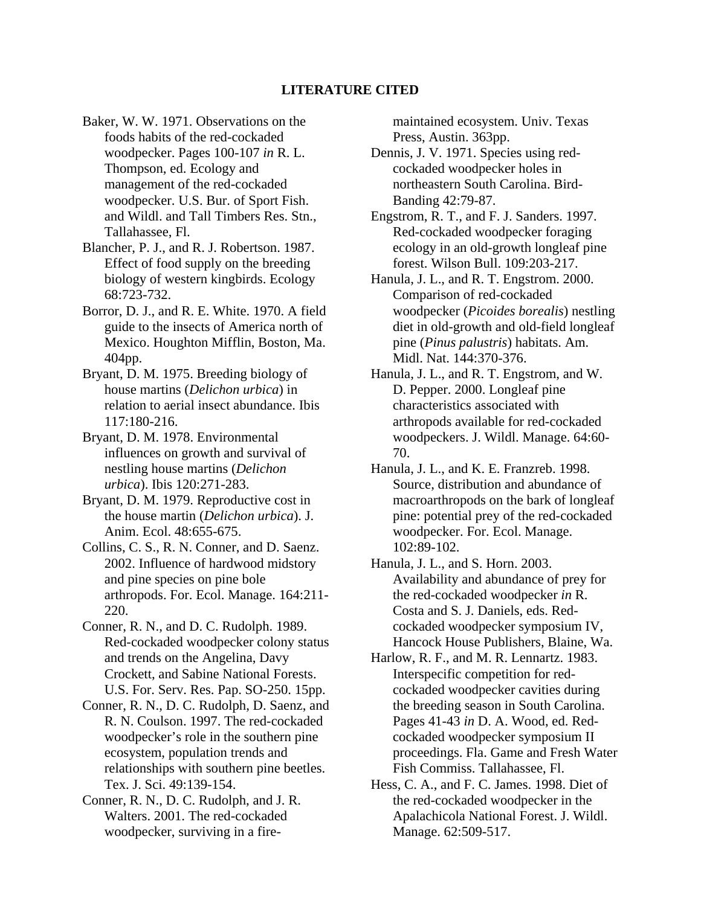## LITERATURE CITED

Baker, W. W. 1971. Observations on the foods habits of the red-cockaded woodpecker. Pages 100-107 *in* R. L. Thompson, ed. Ecology and management of the red-cockaded woodpecker. U.S. Bur. of Sport Fish. and Wildl. and Tall Timbers Res. Stn., Tallahassee, Fl.

Blancher, P. J., and R. J. Robertson. 1987. Effect of food supply on the breeding biology of western kingbirds. Ecology 68:723-732.

Borror, D. J., and R. E. White. 1970. A field guide to the insects of America north of Mexico. Houghton Mifflin, Boston, Ma. 404pp.

Bryant, D. M. 1975. Breeding biology of house martins (*Delichon urbica*) in relation to aerial insect abundance. Ibis 117:180-216.

Bryant, D. M. 1978. Environmental influences on growth and survival of nestling house martins (*Delichon urbica*). Ibis 120:271-283.

Bryant, D. M. 1979. Reproductive cost in the house martin (*Delichon urbica*). J. Anim. Ecol. 48:655-675.

Collins, C. S., R. N. Conner, and D. Saenz. 2002. Influence of hardwood midstory and pine species on pine bole arthropods. For. Ecol. Manage. 164:211-220.

Conner, R. N., and D. C. Rudolph. 1989. Red-cockaded woodpecker colony status and trends on the Angelina, Davy Crockett, and Sabine National Forests. U.S. For. Serv. Res. Pap. SO-250. 15pp.

Conner, R. N., D. C. Rudolph, D. Saenz, and R. N. Coulson. 1997. The red-cockaded woodpecker's role in the southern pine ecosystem, population trends and relationships with southern pine beetles. Tex. J. Sci. 49:139-154.

Conner, R. N., D. C. Rudolph, and J. R. Walters. 2001. The red-cockaded woodpecker, surviving in a fire-maintained ecosystem. Univ. Texas Press, Austin. 363pp.

Dennis, J. V. 1971. Species using red-cockaded woodpecker holes in northeastern South Carolina. Bird-Banding 42:79-87.

Engstrom, R. T., and F. J. Sanders. 1997. Red-cockaded woodpecker foraging ecology in an old-growth longleaf pine forest. Wilson Bull. 109:203-217.

Hanula, J. L., and R. T. Engstrom. 2000. Comparison of red-cockaded woodpecker (*Picoides borealis*) nestling diet in old-growth and old-field longleaf pine (*Pinus palustris*) habitats. Am. Midl. Nat. 144:370-376.

Hanula, J. L., and R. T. Engstrom, and W. D. Pepper. 2000. Longleaf pine characteristics associated with arthropods available for red-cockaded woodpeckers. J. Wildl. Manage. 64:60-70.

Hanula, J. L., and K. E. Franzreb. 1998. Source, distribution and abundance of macroarthropods on the bark of longleaf pine: potential prey of the red-cockaded woodpecker. For. Ecol. Manage. 102:89-102.

Hanula, J. L., and S. Horn. 2003. Availability and abundance of prey for the red-cockaded woodpecker *in* R. Costa and S. J. Daniels, eds. Red-cockaded woodpecker symposium IV, Hancock House Publishers, Blaine, Wa.

Harlow, R. F., and M. R. Lennartz. 1983. Interspecific competition for red-cockaded woodpecker cavities during the breeding season in South Carolina. Pages 41-43 *in* D. A. Wood, ed. Red-cockaded woodpecker symposium II proceedings. Fla. Game and Fresh Water Fish Commiss. Tallahassee, Fl.

Hess, C. A., and F. C. James. 1998. Diet of the red-cockaded woodpecker in the Apalachicola National Forest. J. Wildl. Manage. 62:509-517.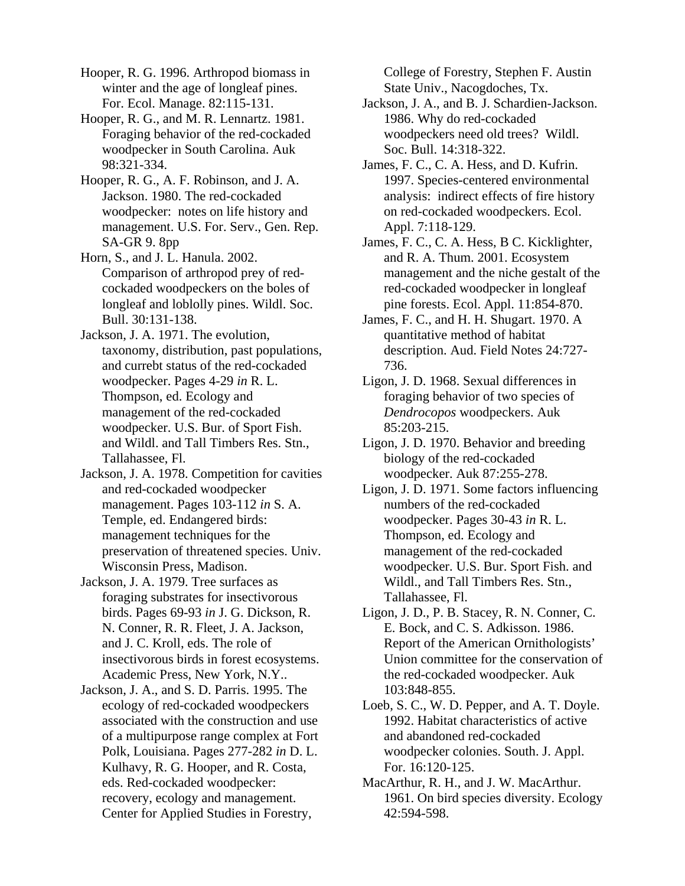Hooper, R. G. 1996. Arthropod biomass in winter and the age of longleaf pines. For. Ecol. Manage. 82:115-131.

Hooper, R. G., and M. R. Lennartz. 1981. Foraging behavior of the red-cockaded woodpecker in South Carolina. Auk 98:321-334.

Hooper, R. G., A. F. Robinson, and J. A. Jackson. 1980. The red-cockaded woodpecker: notes on life history and management. U.S. For. Serv., Gen. Rep. SA-GR 9. 8pp

Horn, S., and J. L. Hanula. 2002. Comparison of arthropod prey of red-cockaded woodpeckers on the boles of longleaf and loblolly pines. Wildl. Soc. Bull. 30:131-138.

Jackson, J. A. 1971. The evolution, taxonomy, distribution, past populations, and currebt status of the red-cockaded woodpecker. Pages 4-29 *in* R. L. Thompson, ed. Ecology and management of the red-cockaded woodpecker. U.S. Bur. of Sport Fish. and Wildl. and Tall Timbers Res. Stn., Tallahassee, Fl.

Jackson, J. A. 1978. Competition for cavities and red-cockaded woodpecker management. Pages 103-112 *in* S. A. Temple, ed. Endangered birds: management techniques for the preservation of threatened species. Univ. Wisconsin Press, Madison.

Jackson, J. A. 1979. Tree surfaces as foraging substrates for insectivorous birds. Pages 69-93 *in* J. G. Dickson, R. N. Conner, R. R. Fleet, J. A. Jackson, and J. C. Kroll, eds. The role of insectivorous birds in forest ecosystems. Academic Press, New York, N.Y..

Jackson, J. A., and S. D. Parris. 1995. The ecology of red-cockaded woodpeckers associated with the construction and use of a multipurpose range complex at Fort Polk, Louisiana. Pages 277-282 *in* D. L. Kulhavy, R. G. Hooper, and R. Costa, eds. Red-cockaded woodpecker: recovery, ecology and management. Center for Applied Studies in Forestry, College of Forestry, Stephen F. Austin State Univ., Nacogdoches, Tx.

Jackson, J. A., and B. J. Schardien-Jackson. 1986. Why do red-cockaded woodpeckers need old trees? Wildl. Soc. Bull. 14:318-322.

James, F. C., C. A. Hess, and D. Kufrin. 1997. Species-centered environmental analysis: indirect effects of fire history on red-cockaded woodpeckers. Ecol. Appl. 7:118-129.

James, F. C., C. A. Hess, B C. Kicklighter, and R. A. Thum. 2001. Ecosystem management and the niche gestalt of the red-cockaded woodpecker in longleaf pine forests. Ecol. Appl. 11:854-870.

James, F. C., and H. H. Shugart. 1970. A quantitative method of habitat description. Aud. Field Notes 24:727-736.

Ligon, J. D. 1968. Sexual differences in foraging behavior of two species of *Dendrocopos* woodpeckers. Auk 85:203-215.

Ligon, J. D. 1970. Behavior and breeding biology of the red-cockaded woodpecker. Auk 87:255-278.

Ligon, J. D. 1971. Some factors influencing numbers of the red-cockaded woodpecker. Pages 30-43 *in* R. L. Thompson, ed. Ecology and management of the red-cockaded woodpecker. U.S. Bur. Sport Fish. and Wildl., and Tall Timbers Res. Stn., Tallahassee, Fl.

Ligon, J. D., P. B. Stacey, R. N. Conner, C. E. Bock, and C. S. Adkisson. 1986. Report of the American Ornithologists' Union committee for the conservation of the red-cockaded woodpecker. Auk 103:848-855.

Loeb, S. C., W. D. Pepper, and A. T. Doyle. 1992. Habitat characteristics of active and abandoned red-cockaded woodpecker colonies. South. J. Appl. For. 16:120-125.

MacArthur, R. H., and J. W. MacArthur. 1961. On bird species diversity. Ecology 42:594-598.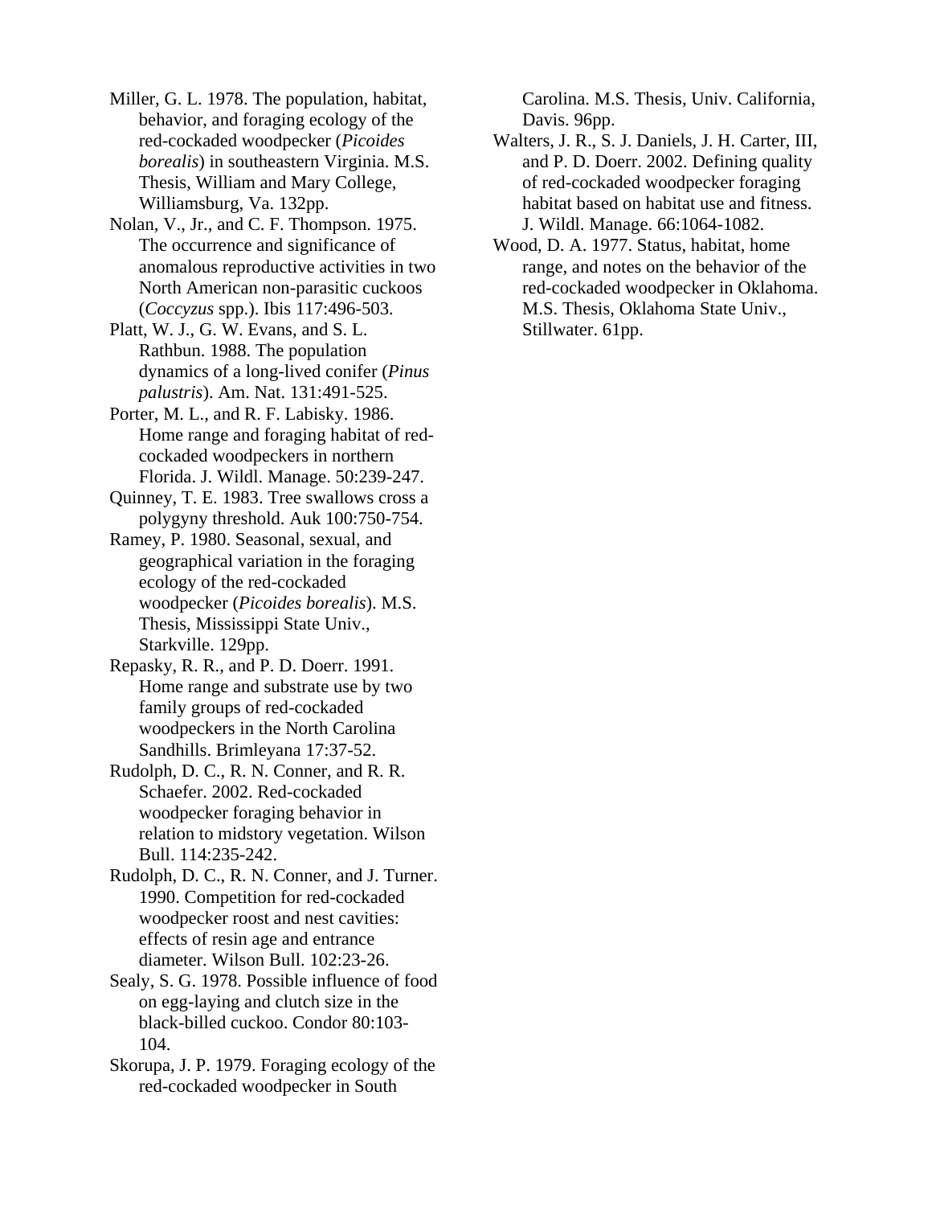Miller, G. L. 1978. The population, habitat, behavior, and foraging ecology of the red-cockaded woodpecker (*Picoides borealis*) in southeastern Virginia. M.S. Thesis, William and Mary College, Williamsburg, Va. 132pp.

Nolan, V., Jr., and C. F. Thompson. 1975. The occurrence and significance of anomalous reproductive activities in two North American non-parasitic cuckoos (*Coccyzus* spp.). Ibis 117:496-503.

Platt, W. J., G. W. Evans, and S. L. Rathbun. 1988. The population dynamics of a long-lived conifer (*Pinus palustris*). Am. Nat. 131:491-525.

Porter, M. L., and R. F. Labisky. 1986. Home range and foraging habitat of red-cockaded woodpeckers in northern Florida. J. Wildl. Manage. 50:239-247.

Quinney, T. E. 1983. Tree swallows cross a polygyny threshold. Auk 100:750-754.

Ramey, P. 1980. Seasonal, sexual, and geographical variation in the foraging ecology of the red-cockaded woodpecker (*Picoides borealis*). M.S. Thesis, Mississippi State Univ., Starkville. 129pp.

Repasky, R. R., and P. D. Doerr. 1991. Home range and substrate use by two family groups of red-cockaded woodpeckers in the North Carolina Sandhills. Brimleyana 17:37-52.

Rudolph, D. C., R. N. Conner, and R. R. Schaefer. 2002. Red-cockaded woodpecker foraging behavior in relation to midstory vegetation. Wilson Bull. 114:235-242.

Rudolph, D. C., R. N. Conner, and J. Turner. 1990. Competition for red-cockaded woodpecker roost and nest cavities: effects of resin age and entrance diameter. Wilson Bull. 102:23-26.

Sealy, S. G. 1978. Possible influence of food on egg-laying and clutch size in the black-billed cuckoo. Condor 80:103-104.

Skorupa, J. P. 1979. Foraging ecology of the red-cockaded woodpecker in South Carolina. M.S. Thesis, Univ. California, Davis. 96pp.

Walters, J. R., S. J. Daniels, J. H. Carter, III, and P. D. Doerr. 2002. Defining quality of red-cockaded woodpecker foraging habitat based on habitat use and fitness. J. Wildl. Manage. 66:1064-1082.

Wood, D. A. 1977. Status, habitat, home range, and notes on the behavior of the red-cockaded woodpecker in Oklahoma. M.S. Thesis, Oklahoma State Univ., Stillwater. 61pp.